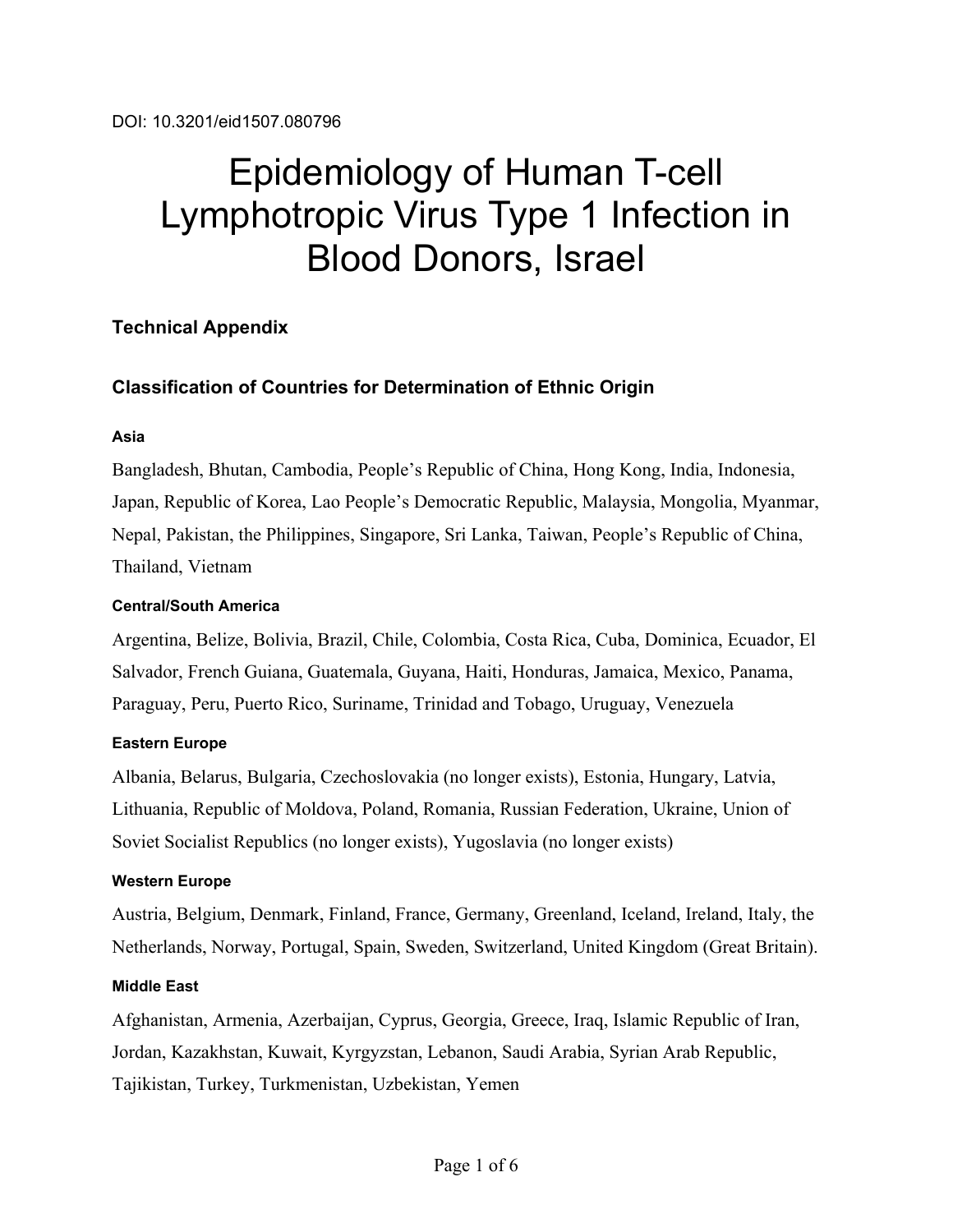DOI: 10.3201/eid1507.080796

# Epidemiology of Human T-cell Lymphotropic Virus Type 1 Infection in Blood Donors, Israel

## Technical Appendix

### Classification of Countries for Determination of Ethnic Origin

#### Asia

Bangladesh, Bhutan, Cambodia, People's Republic of China, Hong Kong, India, Indonesia, Japan, Republic of Korea, Lao People's Democratic Republic, Malaysia, Mongolia, Myanmar, Nepal, Pakistan, the Philippines, Singapore, Sri Lanka, Taiwan, People's Republic of China, Thailand, Vietnam

#### Central/South America

Argentina, Belize, Bolivia, Brazil, Chile, Colombia, Costa Rica, Cuba, Dominica, Ecuador, El Salvador, French Guiana, Guatemala, Guyana, Haiti, Honduras, Jamaica, Mexico, Panama, Paraguay, Peru, Puerto Rico, Suriname, Trinidad and Tobago, Uruguay, Venezuela

#### Eastern Europe

Albania, Belarus, Bulgaria, Czechoslovakia (no longer exists), Estonia, Hungary, Latvia, Lithuania, Republic of Moldova, Poland, Romania, Russian Federation, Ukraine, Union of Soviet Socialist Republics (no longer exists), Yugoslavia (no longer exists)

#### Western Europe

Austria, Belgium, Denmark, Finland, France, Germany, Greenland, Iceland, Ireland, Italy, the Netherlands, Norway, Portugal, Spain, Sweden, Switzerland, United Kingdom (Great Britain).

#### Middle East

Afghanistan, Armenia, Azerbaijan, Cyprus, Georgia, Greece, Iraq, Islamic Republic of Iran, Jordan, Kazakhstan, Kuwait, Kyrgyzstan, Lebanon, Saudi Arabia, Syrian Arab Republic, Tajikistan, Turkey, Turkmenistan, Uzbekistan, Yemen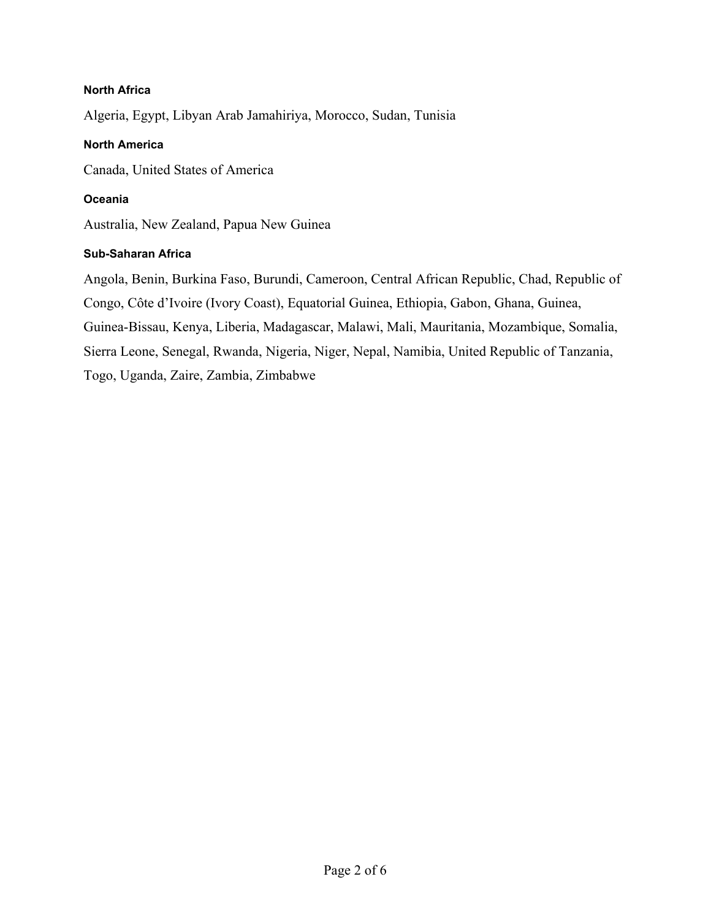#### North Africa

Algeria, Egypt, Libyan Arab Jamahiriya, Morocco, Sudan, Tunisia

#### North America

Canada, United States of America

#### Oceania

Australia, New Zealand, Papua New Guinea

#### Sub-Saharan Africa

Angola, Benin, Burkina Faso, Burundi, Cameroon, Central African Republic, Chad, Republic of Congo, Côte d'Ivoire (Ivory Coast), Equatorial Guinea, Ethiopia, Gabon, Ghana, Guinea, Guinea-Bissau, Kenya, Liberia, Madagascar, Malawi, Mali, Mauritania, Mozambique, Somalia, Sierra Leone, Senegal, Rwanda, Nigeria, Niger, Nepal, Namibia, United Republic of Tanzania, Togo, Uganda, Zaire, Zambia, Zimbabwe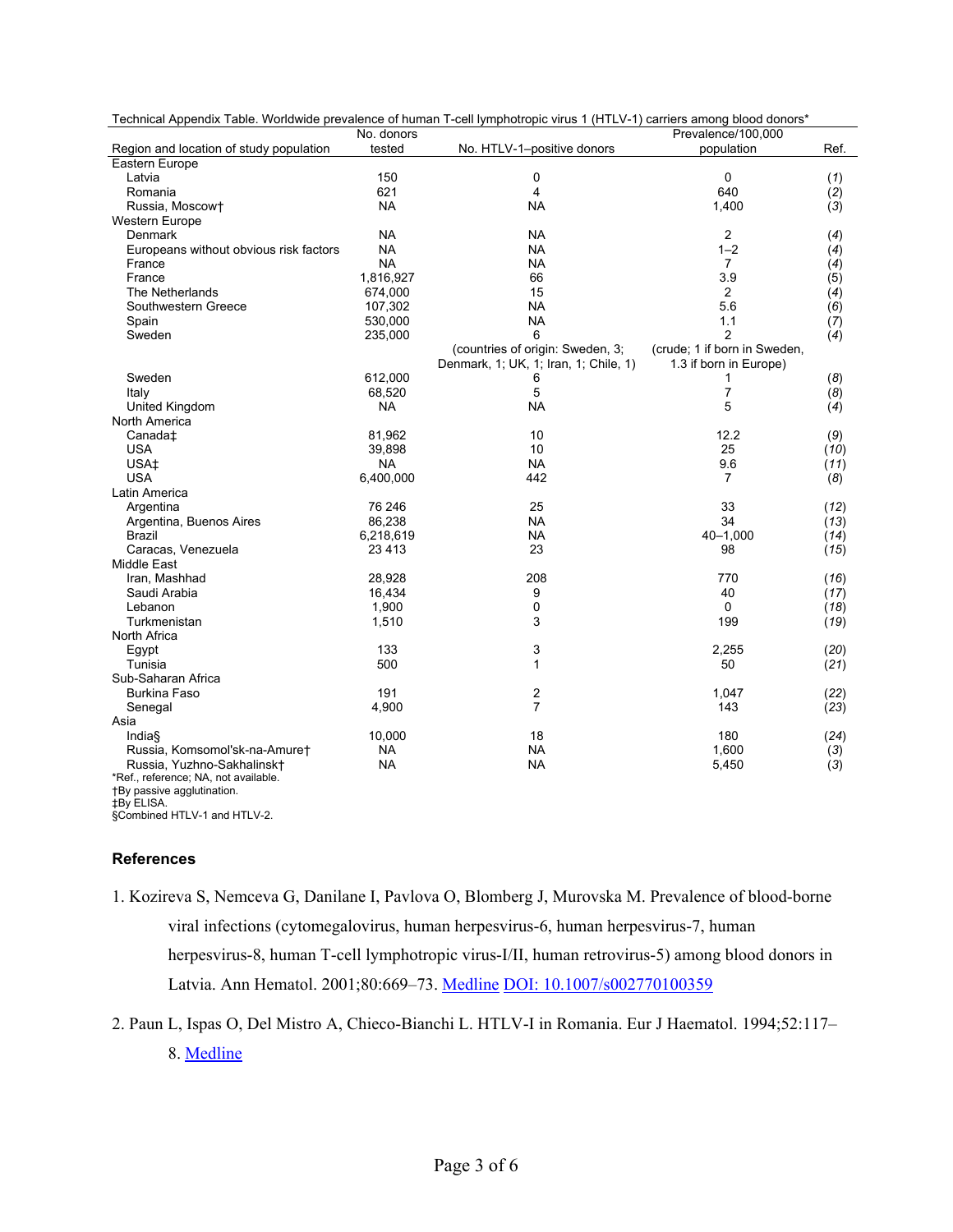Technical Appendix Table. Worldwide prevalence of human T-cell lymphotropic virus 1 (HTLV-1) carriers among blood donors*

| Region and location of study population | No. donors tested | No. HTLV-1–positive donors | Prevalence/100,000 population | Ref. |
|---|---|---|---|---|
| Eastern Europe | | | | |
| Latvia | 150 | 0 | 0 | (*1*) |
| Romania | 621 | 4 | 640 | (*2*) |
| Russia, Moscow† | NA | NA | 1,400 | (*3*) |
| Western Europe | | | | |
| Denmark | NA | NA | 2 | (*4*) |
| Europeans without obvious risk factors | NA | NA | 1–2 | (*4*) |
| France | NA | NA | 7 | (*4*) |
| France | 1,816,927 | 66 | 3.9 | (*5*) |
| The Netherlands | 674,000 | 15 | 2 | (*4*) |
| Southwestern Greece | 107,302 | NA | 5.6 | (*6*) |
| Spain | 530,000 | NA | 1.1 | (*7*) |
| Sweden | 235,000 | 6 (countries of origin: Sweden, 3; Denmark, 1; UK, 1; Iran, 1; Chile, 1) | 2 (crude; 1 if born in Sweden, 1.3 if born in Europe) | (*4*) |
| Sweden | 612,000 | 6 | 1 | (*8*) |
| Italy | 68,520 | 5 | 7 | (*8*) |
| United Kingdom | NA | NA | 5 | (*4*) |
| North America | | | | |
| Canada‡ | 81,962 | 10 | 12.2 | (*9*) |
| USA | 39,898 | 10 | 25 | (*10*) |
| USA‡ | NA | NA | 9.6 | (*11*) |
| USA | 6,400,000 | 442 | 7 | (*8*) |
| Latin America | | | | |
| Argentina | 76 246 | 25 | 33 | (*12*) |
| Argentina, Buenos Aires | 86,238 | NA | 34 | (*13*) |
| Brazil | 6,218,619 | NA | 40–1,000 | (*14*) |
| Caracas, Venezuela | 23 413 | 23 | 98 | (*15*) |
| Middle East | | | | |
| Iran, Mashhad | 28,928 | 208 | 770 | (*16*) |
| Saudi Arabia | 16,434 | 9 | 40 | (*17*) |
| Lebanon | 1,900 | 0 | 0 | (*18*) |
| Turkmenistan | 1,510 | 3 | 199 | (*19*) |
| North Africa | | | | |
| Egypt | 133 | 3 | 2,255 | (*20*) |
| Tunisia | 500 | 1 | 50 | (*21*) |
| Sub-Saharan Africa | | | | |
| Burkina Faso | 191 | 2 | 1,047 | (*22*) |
| Senegal | 4,900 | 7 | 143 | (*23*) |
| Asia | | | | |
| India§ | 10,000 | 18 | 180 | (*24*) |
| Russia, Komsomol'sk-na-Amure† | NA | NA | 1,600 | (*3*) |
| Russia, Yuzhno-Sakhalinsk† | NA | NA | 5,450 | (*3*) |

*Ref., reference; NA, not available.
†By passive agglutination.
‡By ELISA.
§Combined HTLV-1 and HTLV-2.

## References

1. Kozireva S, Nemceva G, Danilane I, Pavlova O, Blomberg J, Murovska M. Prevalence of blood-borne viral infections (cytomegalovirus, human herpesvirus-6, human herpesvirus-7, human herpesvirus-8, human T-cell lymphotropic virus-I/II, human retrovirus-5) among blood donors in Latvia. Ann Hematol. 2001;80:669–73. Medline DOI: 10.1007/s002770100359

2. Paun L, Ispas O, Del Mistro A, Chieco-Bianchi L. HTLV-I in Romania. Eur J Haematol. 1994;52:117–8. Medline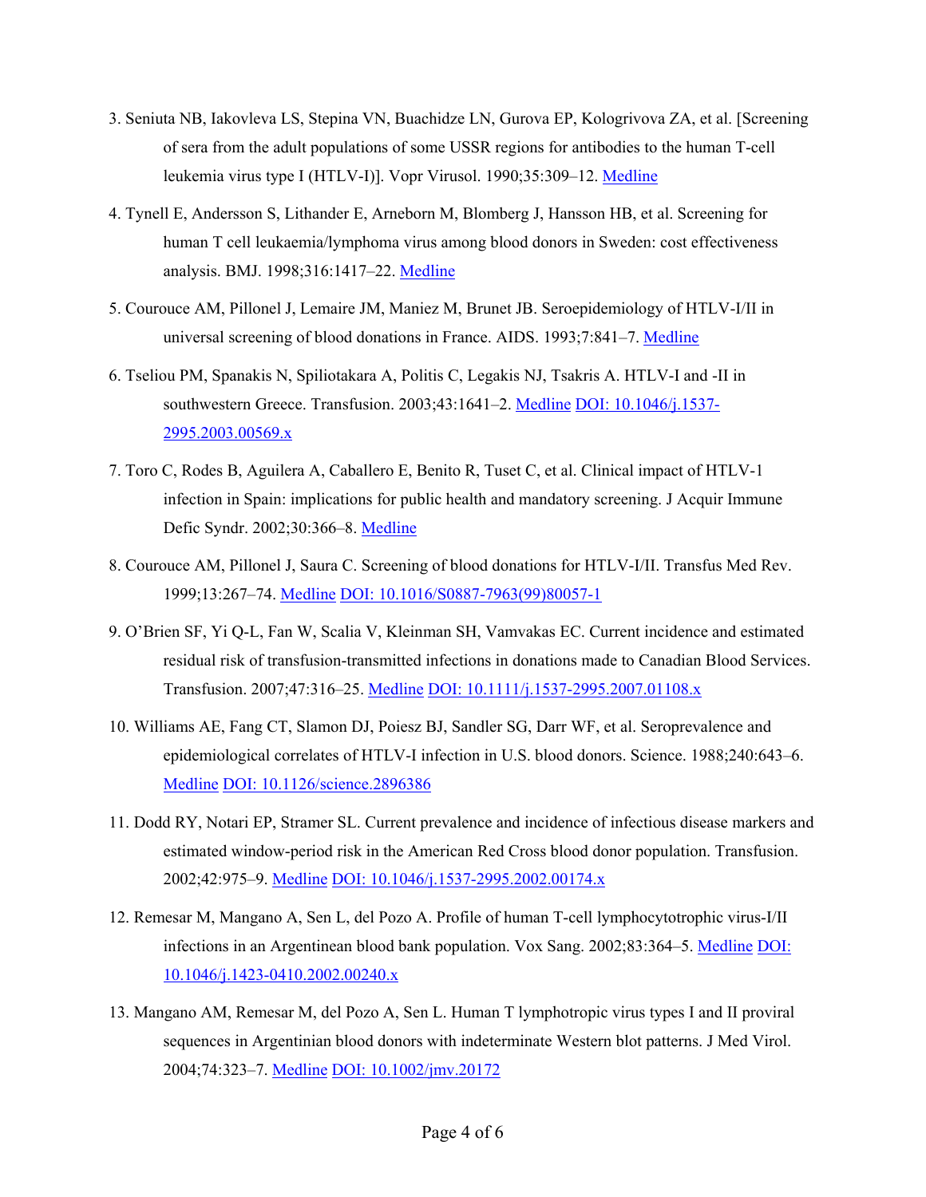3. Seniuta NB, Iakovleva LS, Stepina VN, Buachidze LN, Gurova EP, Kologrivova ZA, et al. [Screening of sera from the adult populations of some USSR regions for antibodies to the human T-cell leukemia virus type I (HTLV-I)]. Vopr Virusol. 1990;35:309–12. Medline

4. Tynell E, Andersson S, Lithander E, Arneborn M, Blomberg J, Hansson HB, et al. Screening for human T cell leukaemia/lymphoma virus among blood donors in Sweden: cost effectiveness analysis. BMJ. 1998;316:1417–22. Medline

5. Courouce AM, Pillonel J, Lemaire JM, Maniez M, Brunet JB. Seroepidemiology of HTLV-I/II in universal screening of blood donations in France. AIDS. 1993;7:841–7. Medline

6. Tseliou PM, Spanakis N, Spiliotakara A, Politis C, Legakis NJ, Tsakris A. HTLV-I and -II in southwestern Greece. Transfusion. 2003;43:1641–2. Medline DOI: 10.1046/j.1537-2995.2003.00569.x

7. Toro C, Rodes B, Aguilera A, Caballero E, Benito R, Tuset C, et al. Clinical impact of HTLV-1 infection in Spain: implications for public health and mandatory screening. J Acquir Immune Defic Syndr. 2002;30:366–8. Medline

8. Courouce AM, Pillonel J, Saura C. Screening of blood donations for HTLV-I/II. Transfus Med Rev. 1999;13:267–74. Medline DOI: 10.1016/S0887-7963(99)80057-1

9. O'Brien SF, Yi Q-L, Fan W, Scalia V, Kleinman SH, Vamvakas EC. Current incidence and estimated residual risk of transfusion-transmitted infections in donations made to Canadian Blood Services. Transfusion. 2007;47:316–25. Medline DOI: 10.1111/j.1537-2995.2007.01108.x

10. Williams AE, Fang CT, Slamon DJ, Poiesz BJ, Sandler SG, Darr WF, et al. Seroprevalence and epidemiological correlates of HTLV-I infection in U.S. blood donors. Science. 1988;240:643–6. Medline DOI: 10.1126/science.2896386

11. Dodd RY, Notari EP, Stramer SL. Current prevalence and incidence of infectious disease markers and estimated window-period risk in the American Red Cross blood donor population. Transfusion. 2002;42:975–9. Medline DOI: 10.1046/j.1537-2995.2002.00174.x

12. Remesar M, Mangano A, Sen L, del Pozo A. Profile of human T-cell lymphocytotrophic virus-I/II infections in an Argentinean blood bank population. Vox Sang. 2002;83:364–5. Medline DOI: 10.1046/j.1423-0410.2002.00240.x

13. Mangano AM, Remesar M, del Pozo A, Sen L. Human T lymphotropic virus types I and II proviral sequences in Argentinian blood donors with indeterminate Western blot patterns. J Med Virol. 2004;74:323–7. Medline DOI: 10.1002/jmv.20172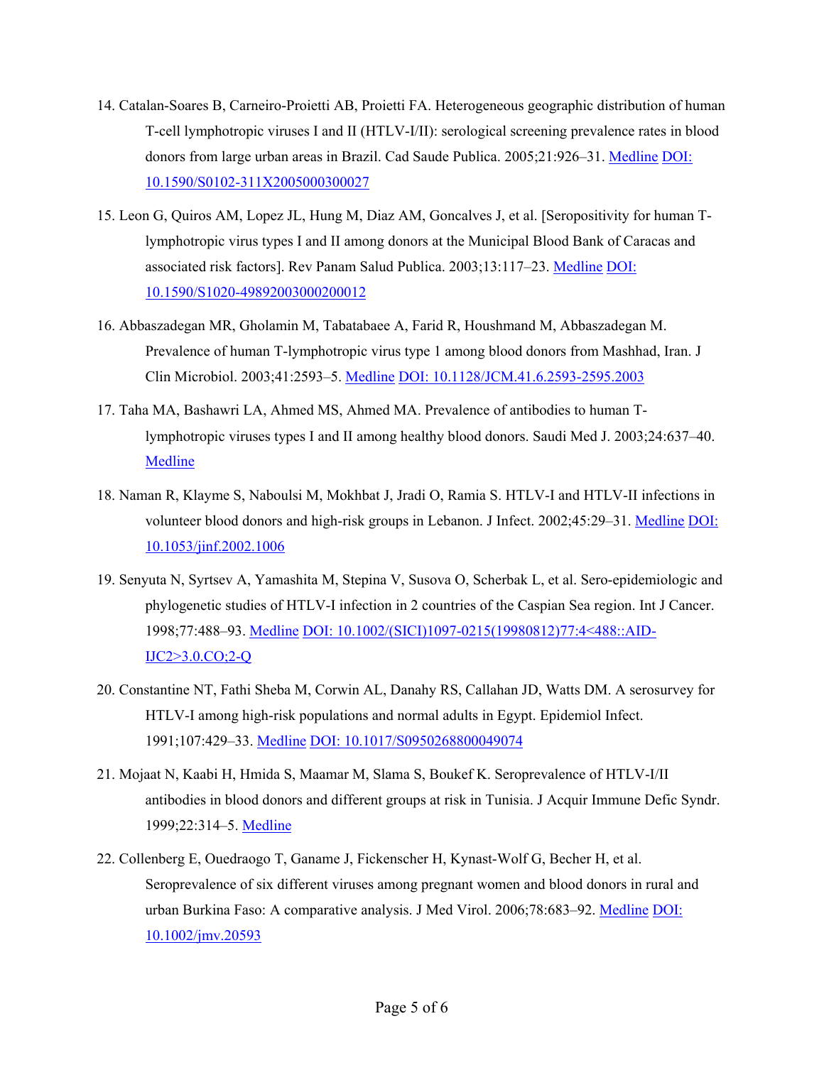14. Catalan-Soares B, Carneiro-Proietti AB, Proietti FA. Heterogeneous geographic distribution of human T-cell lymphotropic viruses I and II (HTLV-I/II): serological screening prevalence rates in blood donors from large urban areas in Brazil. Cad Saude Publica. 2005;21:926–31. Medline DOI: 10.1590/S0102-311X2005000300027

15. Leon G, Quiros AM, Lopez JL, Hung M, Diaz AM, Goncalves J, et al. [Seropositivity for human T-lymphotropic virus types I and II among donors at the Municipal Blood Bank of Caracas and associated risk factors]. Rev Panam Salud Publica. 2003;13:117–23. Medline DOI: 10.1590/S1020-49892003000200012

16. Abbaszadegan MR, Gholamin M, Tabatabaee A, Farid R, Houshmand M, Abbaszadegan M. Prevalence of human T-lymphotropic virus type 1 among blood donors from Mashhad, Iran. J Clin Microbiol. 2003;41:2593–5. Medline DOI: 10.1128/JCM.41.6.2593-2595.2003

17. Taha MA, Bashawri LA, Ahmed MS, Ahmed MA. Prevalence of antibodies to human T-lymphotropic viruses types I and II among healthy blood donors. Saudi Med J. 2003;24:637–40. Medline

18. Naman R, Klayme S, Naboulsi M, Mokhbat J, Jradi O, Ramia S. HTLV-I and HTLV-II infections in volunteer blood donors and high-risk groups in Lebanon. J Infect. 2002;45:29–31. Medline DOI: 10.1053/jinf.2002.1006

19. Senyuta N, Syrtsev A, Yamashita M, Stepina V, Susova O, Scherbak L, et al. Sero-epidemiologic and phylogenetic studies of HTLV-I infection in 2 countries of the Caspian Sea region. Int J Cancer. 1998;77:488–93. Medline DOI: 10.1002/(SICI)1097-0215(19980812)77:4<488::AID-IJC2>3.0.CO;2-Q

20. Constantine NT, Fathi Sheba M, Corwin AL, Danahy RS, Callahan JD, Watts DM. A serosurvey for HTLV-I among high-risk populations and normal adults in Egypt. Epidemiol Infect. 1991;107:429–33. Medline DOI: 10.1017/S0950268800049074

21. Mojaat N, Kaabi H, Hmida S, Maamar M, Slama S, Boukef K. Seroprevalence of HTLV-I/II antibodies in blood donors and different groups at risk in Tunisia. J Acquir Immune Defic Syndr. 1999;22:314–5. Medline

22. Collenberg E, Ouedraogo T, Ganame J, Fickenscher H, Kynast-Wolf G, Becher H, et al. Seroprevalence of six different viruses among pregnant women and blood donors in rural and urban Burkina Faso: A comparative analysis. J Med Virol. 2006;78:683–92. Medline DOI: 10.1002/jmv.20593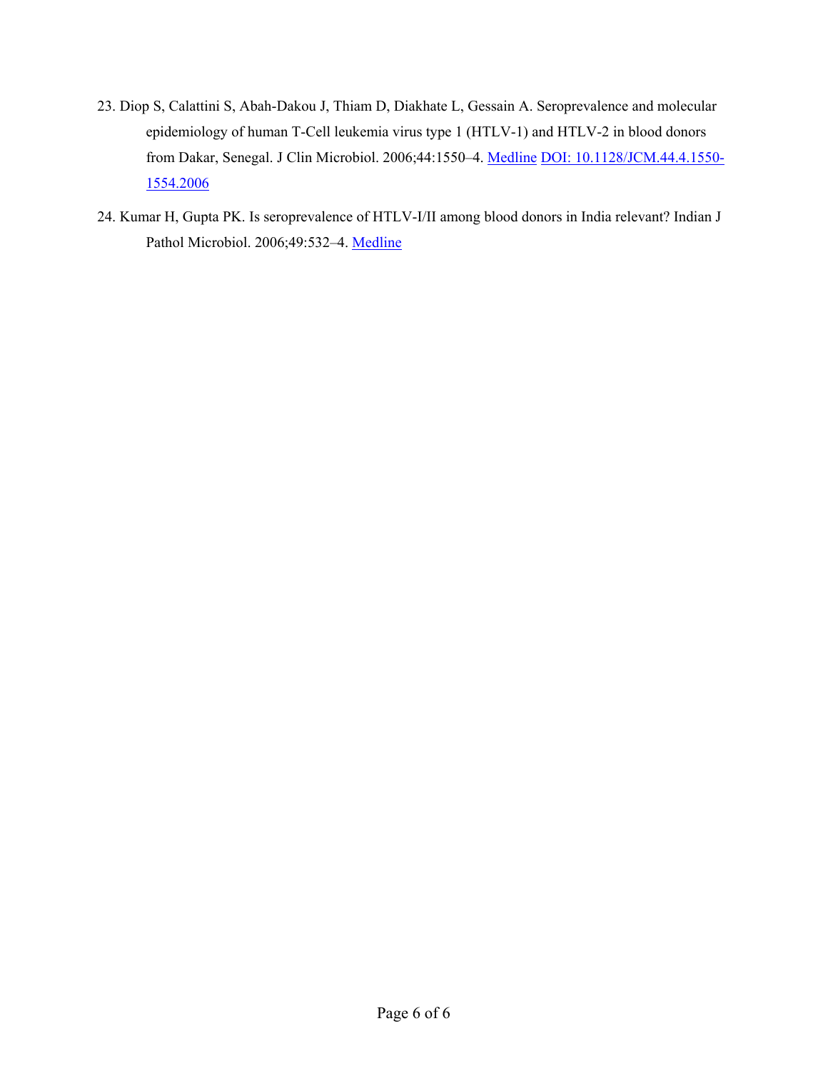23. Diop S, Calattini S, Abah-Dakou J, Thiam D, Diakhate L, Gessain A. Seroprevalence and molecular epidemiology of human T-Cell leukemia virus type 1 (HTLV-1) and HTLV-2 in blood donors from Dakar, Senegal. J Clin Microbiol. 2006;44:1550–4. Medline DOI: 10.1128/JCM.44.4.1550-1554.2006

24. Kumar H, Gupta PK. Is seroprevalence of HTLV-I/II among blood donors in India relevant? Indian J Pathol Microbiol. 2006;49:532–4. Medline